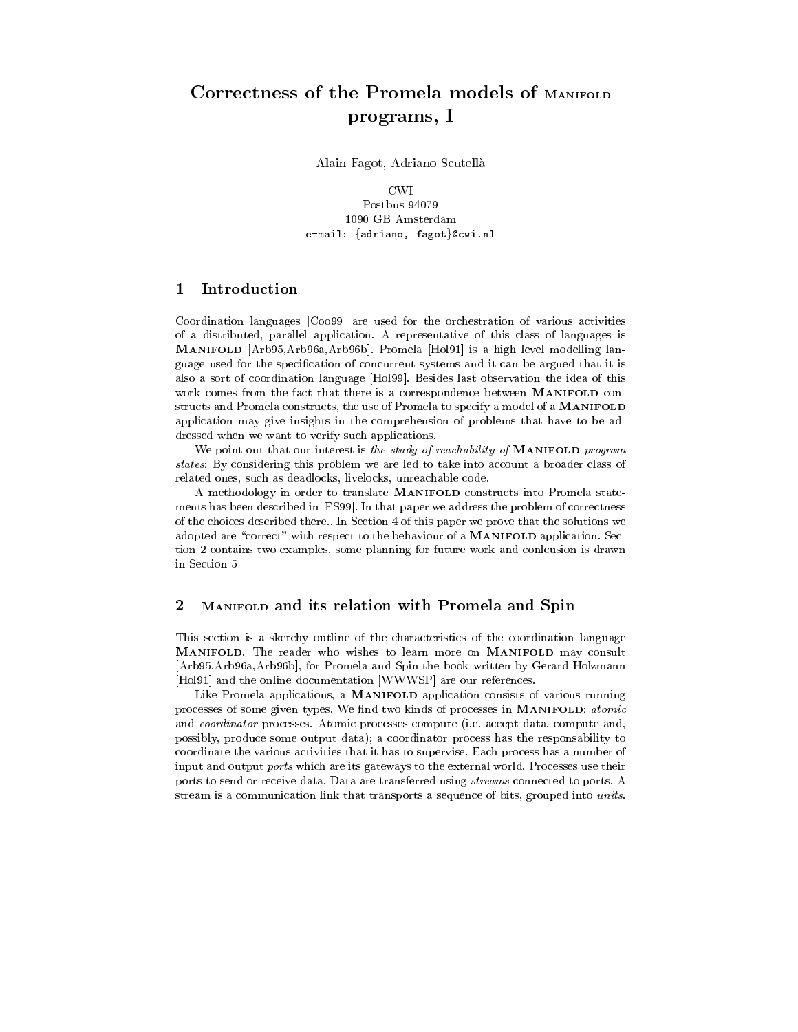# Correctness of the Promela models of MANIFOLD programs, I

Alain Fagot, Adriano Scutellà

CWI
Postbus 94079
1090 GB Amsterdam
e-mail: {adriano, fagot}@cwi.nl

## 1 Introduction

Coordination languages [Coo99] are used for the orchestration of various activities of a distributed, parallel application. A representative of this class of languages is **MANIFOLD** [Arb95,Arb96a,Arb96b]. Promela [Hol91] is a high level modelling language used for the specification of concurrent systems and it can be argued that it is also a sort of coordination language [Hol99]. Besides last observation the idea of this work comes from the fact that there is a correspondence between **MANIFOLD** constructs and Promela constructs, the use of Promela to specify a model of a **MANIFOLD** application may give insights in the comprehension of problems that have to be addressed when we want to verify such applications.

We point out that our interest is *the study of reachability of* **MANIFOLD** *program states*: By considering this problem we are led to take into account a broader class of related ones, such as deadlocks, livelocks, unreachable code.

A methodology in order to translate **MANIFOLD** constructs into Promela statements has been described in [FS99]. In that paper we address the problem of correctness of the choices described there.. In Section 4 of this paper we prove that the solutions we adopted are "correct" with respect to the behaviour of a **MANIFOLD** application. Section 2 contains two examples, some planning for future work and conlcusion is drawn in Section 5

## 2 MANIFOLD and its relation with Promela and Spin

This section is a sketchy outline of the characteristics of the coordination language **MANIFOLD**. The reader who wishes to learn more on **MANIFOLD** may consult [Arb95,Arb96a,Arb96b], for Promela and Spin the book written by Gerard Holzmann [Hol91] and the online documentation [WWWSP] are our references.

Like Promela applications, a **MANIFOLD** application consists of various running processes of some given types. We find two kinds of processes in **MANIFOLD**: *atomic* and *coordinator* processes. Atomic processes compute (i.e. accept data, compute and, possibly, produce some output data); a coordinator process has the responsability to coordinate the various activities that it has to supervise. Each process has a number of input and output *ports* which are its gateways to the external world. Processes use their ports to send or receive data. Data are transferred using *streams* connected to ports. A stream is a communication link that transports a sequence of bits, grouped into *units*.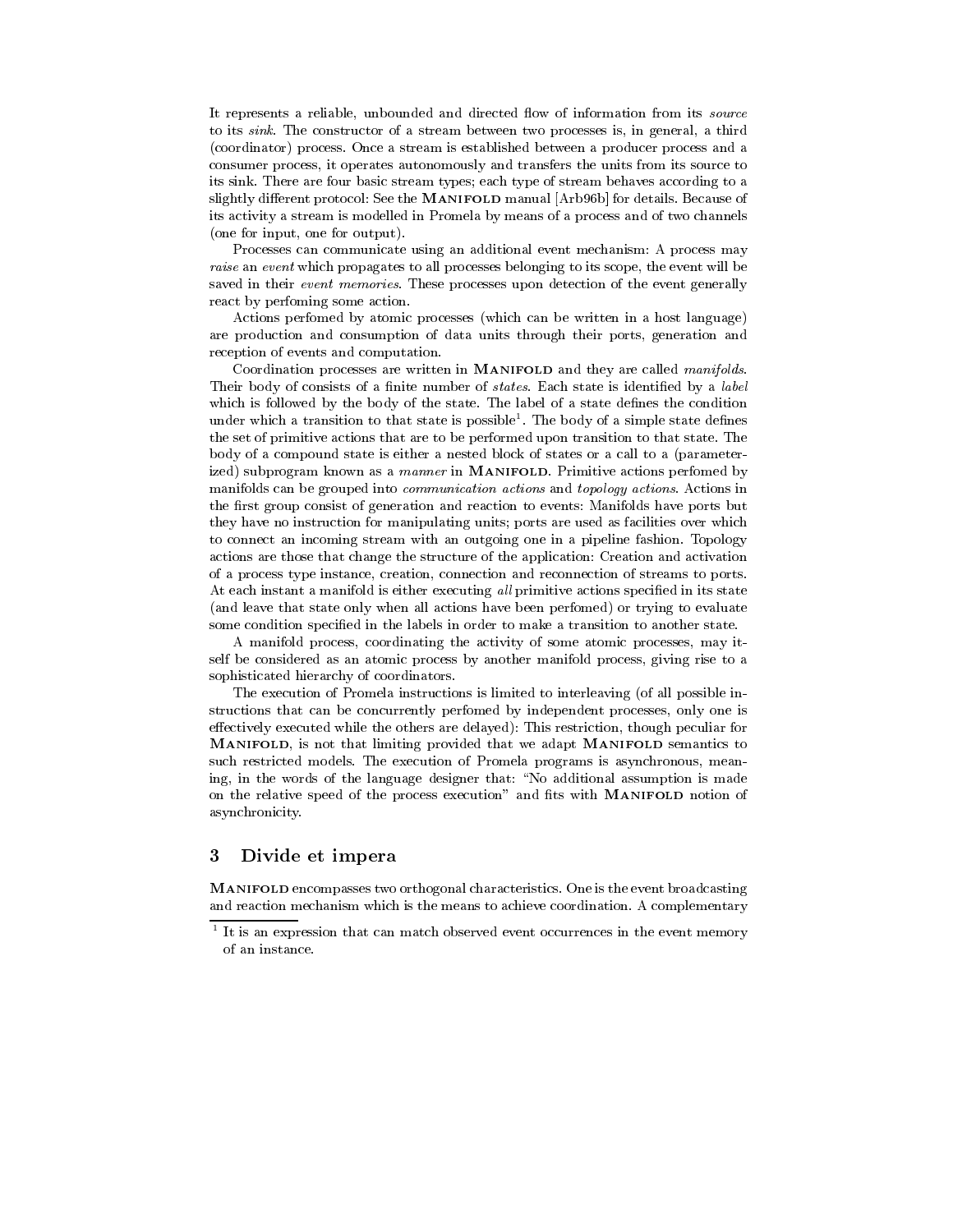It represents a reliable, unbounded and directed flow of information from its *source* to its *sink*. The constructor of a stream between two processes is, in general, a third (coordinator) process. Once a stream is established between a producer process and a consumer process, it operates autonomously and transfers the units from its source to its sink. There are four basic stream types; each type of stream behaves according to a slightly different protocol: See the **Manifold** manual [Arb96b] for details. Because of its activity a stream is modelled in Promela by means of a process and of two channels (one for input, one for output).

Processes can communicate using an additional event mechanism: A process may *raise* an *event* which propagates to all processes belonging to its scope, the event will be saved in their *event memories*. These processes upon detection of the event generally react by perfoming some action.

Actions perfomed by atomic processes (which can be written in a host language) are production and consumption of data units through their ports, generation and reception of events and computation.

Coordination processes are written in **Manifold** and they are called *manifolds*. Their body of consists of a finite number of *states*. Each state is identified by a *label* which is followed by the body of the state. The label of a state defines the condition under which a transition to that state is possible[1]. The body of a simple state defines the set of primitive actions that are to be performed upon transition to that state. The body of a compound state is either a nested block of states or a call to a (parameterized) subprogram known as a *manner* in **Manifold**. Primitive actions perfomed by manifolds can be grouped into *communication actions* and *topology actions*. Actions in the first group consist of generation and reaction to events: Manifolds have ports but they have no instruction for manipulating units; ports are used as facilities over which to connect an incoming stream with an outgoing one in a pipeline fashion. Topology actions are those that change the structure of the application: Creation and activation of a process type instance, creation, connection and reconnection of streams to ports. At each instant a manifold is either executing *all* primitive actions specified in its state (and leave that state only when all actions have been perfomed) or trying to evaluate some condition specified in the labels in order to make a transition to another state.

A manifold process, coordinating the activity of some atomic processes, may itself be considered as an atomic process by another manifold process, giving rise to a sophisticated hierarchy of coordinators.

The execution of Promela instructions is limited to interleaving (of all possible instructions that can be concurrently perfomed by independent processes, only one is effectively executed while the others are delayed): This restriction, though peculiar for **Manifold**, is not that limiting provided that we adapt **Manifold** semantics to such restricted models. The execution of Promela programs is asynchronous, meaning, in the words of the language designer that: "No additional assumption is made on the relative speed of the process execution" and fits with **Manifold** notion of asynchronicity.

## 3 Divide et impera

**Manifold** encompasses two orthogonal characteristics. One is the event broadcasting and reaction mechanism which is the means to achieve coordination. A complementary

[1] It is an expression that can match observed event occurrences in the event memory of an instance.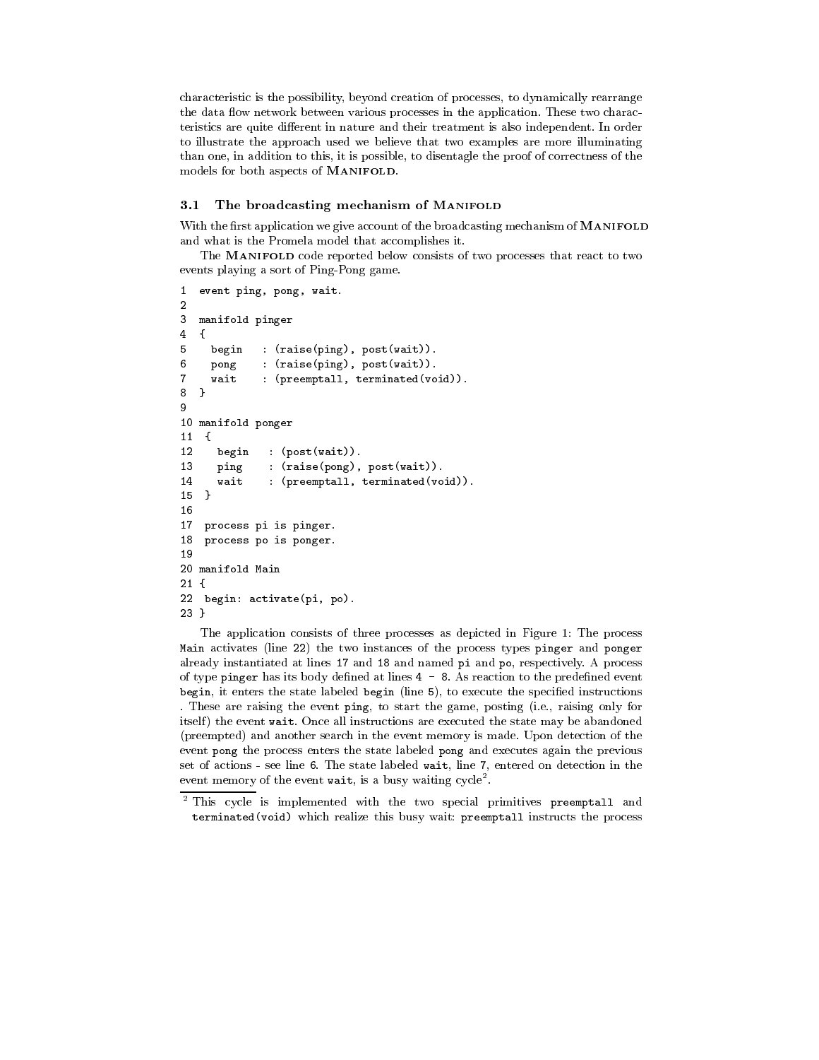characteristic is the possibility, beyond creation of processes, to dynamically rearrange the data flow network between various processes in the application. These two characteristics are quite different in nature and their treatment is also independent. In order to illustrate the approach used we believe that two examples are more illuminating than one, in addition to this, it is possible, to disentagle the proof of correctness of the models for both aspects of MANIFOLD.

### 3.1 The broadcasting mechanism of MANIFOLD

With the first application we give account of the broadcasting mechanism of MANIFOLD and what is the Promela model that accomplishes it.

The MANIFOLD code reported below consists of two processes that react to two events playing a sort of Ping-Pong game.

```
1  event ping, pong, wait.
2
3  manifold pinger
4  {
5    begin   : (raise(ping), post(wait)).
6    pong    : (raise(ping), post(wait)).
7    wait    : (preemptall, terminated(void)).
8  }
9
10 manifold ponger
11  {
12    begin   : (post(wait)).
13    ping    : (raise(pong), post(wait)).
14    wait    : (preemptall, terminated(void)).
15  }
16
17  process pi is pinger.
18  process po is ponger.
19
20 manifold Main
21 {
22  begin: activate(pi, po).
23 }
```

The application consists of three processes as depicted in Figure 1: The process `Main` activates (line 22) the two instances of the process types `pinger` and `ponger` already instantiated at lines 17 and 18 and named `pi` and `po`, respectively. A process of type `pinger` has its body defined at lines 4 - 8. As reaction to the predefined event `begin`, it enters the state labeled `begin` (line 5), to execute the specified instructions . These are raising the event `ping`, to start the game, posting (i.e., raising only for itself) the event `wait`. Once all instructions are executed the state may be abandoned (preempted) and another search in the event memory is made. Upon detection of the event `pong` the process enters the state labeled `pong` and executes again the previous set of actions - see line 6. The state labeled `wait`, line 7, entered on detection in the event memory of the event `wait`, is a busy waiting cycle[2].

[2] This cycle is implemented with the two special primitives `preemptall` and `terminated(void)` which realize this busy wait: `preemptall` instructs the process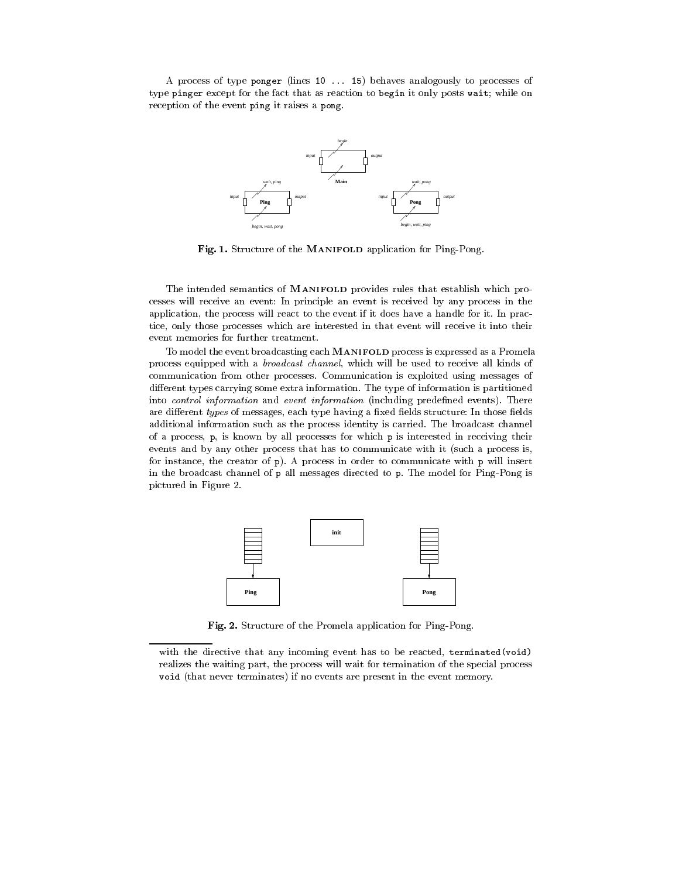A process of type `ponger` (lines `10 ... 15`) behaves analogously to processes of type `pinger` except for the fact that as reaction to `begin` it only posts `wait`; while on reception of the event `ping` it raises a `pong`.

**Fig. 1.** Structure of the MANIFOLD application for Ping-Pong.

The intended semantics of MANIFOLD provides rules that establish which processes will receive an event: In principle an event is received by any process in the application, the process will react to the event if it does have a handle for it. In practice, only those processes which are interested in that event will receive it into their event memories for further treatment.

To model the event broadcasting each MANIFOLD process is expressed as a Promela process equipped with a *broadcast channel*, which will be used to receive all kinds of communication from other processes. Communication is exploited using messages of different types carrying some extra information. The type of information is partitioned into *control information* and *event information* (including predefined events). There are different *types* of messages, each type having a fixed fields structure: In those fields additional information such as the process identity is carried. The broadcast channel of a process, `p`, is known by all processes for which `p` is interested in receiving their events and by any other process that has to communicate with it (such a process is, for instance, the creator of `p`). A process in order to communicate with `p` will insert in the broadcast channel of `p` all messages directed to `p`. The model for Ping-Pong is pictured in Figure 2.

**Fig. 2.** Structure of the Promela application for Ping-Pong.

---

with the directive that any incoming event has to be reacted, `terminated(void)` realizes the waiting part, the process will wait for termination of the special process `void` (that never terminates) if no events are present in the event memory.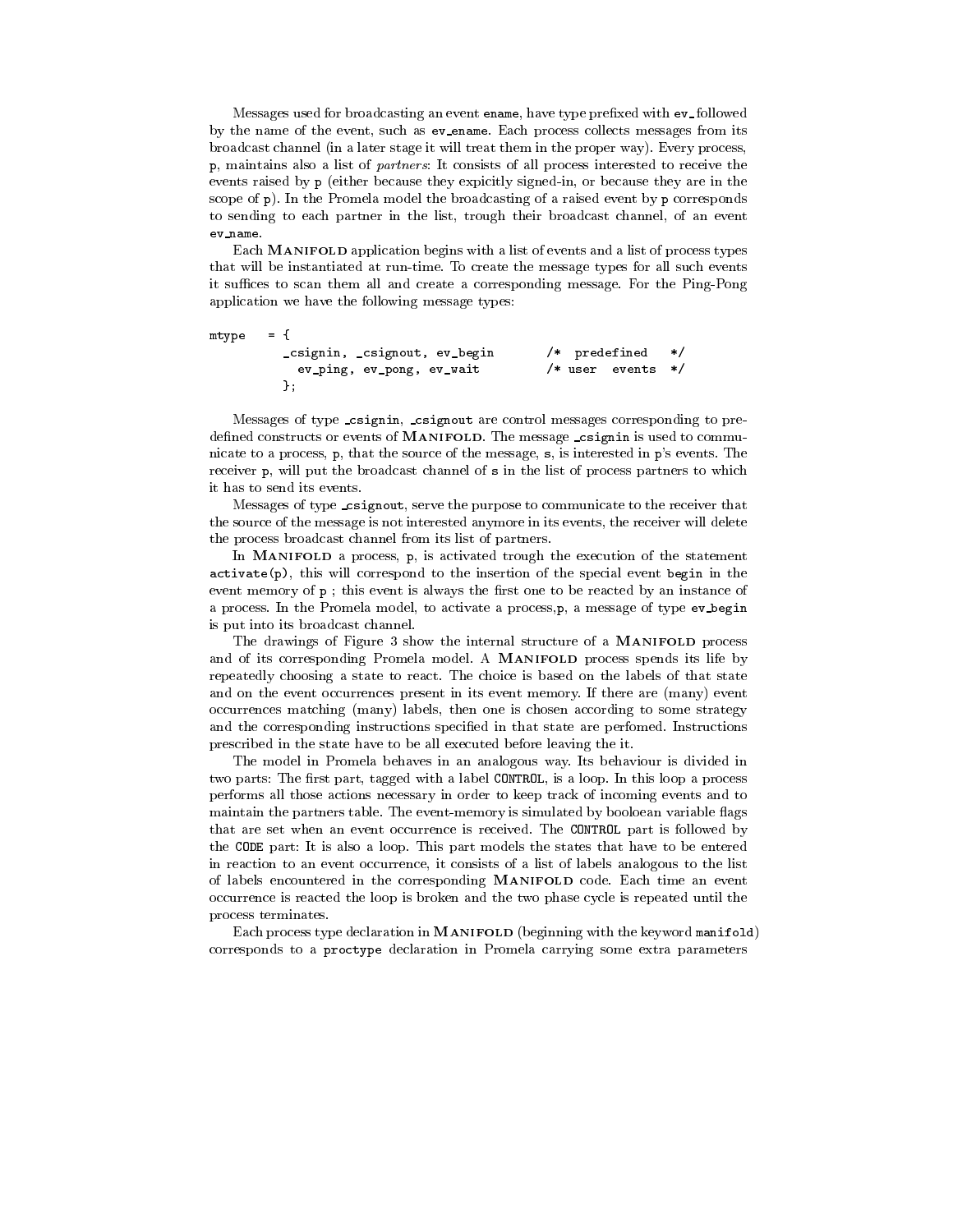Messages used for broadcasting an event `ename`, have type prefixed with `ev_` followed by the name of the event, such as `ev_ename`. Each process collects messages from its broadcast channel (in a later stage it will treat them in the proper way). Every process, `p`, maintains also a list of *partners*: It consists of all process interested to receive the events raised by `p` (either because they expicitly signed-in, or because they are in the scope of `p`). In the Promela model the broadcasting of a raised event by `p` corresponds to sending to each partner in the list, trough their broadcast channel, of an event `ev_name`.

Each MANIFOLD application begins with a list of events and a list of process types that will be instantiated at run-time. To create the message types for all such events it suffices to scan them all and create a corresponding message. For the Ping-Pong application we have the following message types:

```
mtype   = {
          _csignin, _csignout, ev_begin        /*  predefined   */
            ev_ping, ev_pong, ev_wait          /* user  events  */
          };
```

Messages of type `_csignin`, `_csignout` are control messages corresponding to predefined constructs or events of MANIFOLD. The message `_csignin` is used to communicate to a process, `p`, that the source of the message, `s`, is interested in `p`'s events. The receiver `p`, will put the broadcast channel of `s` in the list of process partners to which it has to send its events.

Messages of type `_csignout`, serve the purpose to communicate to the receiver that the source of the message is not interested anymore in its events, the receiver will delete the process broadcast channel from its list of partners.

In MANIFOLD a process, `p`, is activated trough the execution of the statement `activate(p)`, this will correspond to the insertion of the special event `begin` in the event memory of `p` ; this event is always the first one to be reacted by an instance of a process. In the Promela model, to activate a process,`p`, a message of type `ev_begin` is put into its broadcast channel.

The drawings of Figure 3 show the internal structure of a MANIFOLD process and of its corresponding Promela model. A MANIFOLD process spends its life by repeatedly choosing a state to react. The choice is based on the labels of that state and on the event occurrences present in its event memory. If there are (many) event occurrences matching (many) labels, then one is chosen according to some strategy and the corresponding instructions specified in that state are perfomed. Instructions prescribed in the state have to be all executed before leaving the it.

The model in Promela behaves in an analogous way. Its behaviour is divided in two parts: The first part, tagged with a label `CONTROL`, is a loop. In this loop a process performs all those actions necessary in order to keep track of incoming events and to maintain the partners table. The event-memory is simulated by booloean variable flags that are set when an event occurrence is received. The `CONTROL` part is followed by the `CODE` part: It is also a loop. This part models the states that have to be entered in reaction to an event occurrence, it consists of a list of labels analogous to the list of labels encountered in the corresponding MANIFOLD code. Each time an event occurrence is reacted the loop is broken and the two phase cycle is repeated until the process terminates.

Each process type declaration in MANIFOLD (beginning with the keyword `manifold`) corresponds to a `proctype` declaration in Promela carrying some extra parameters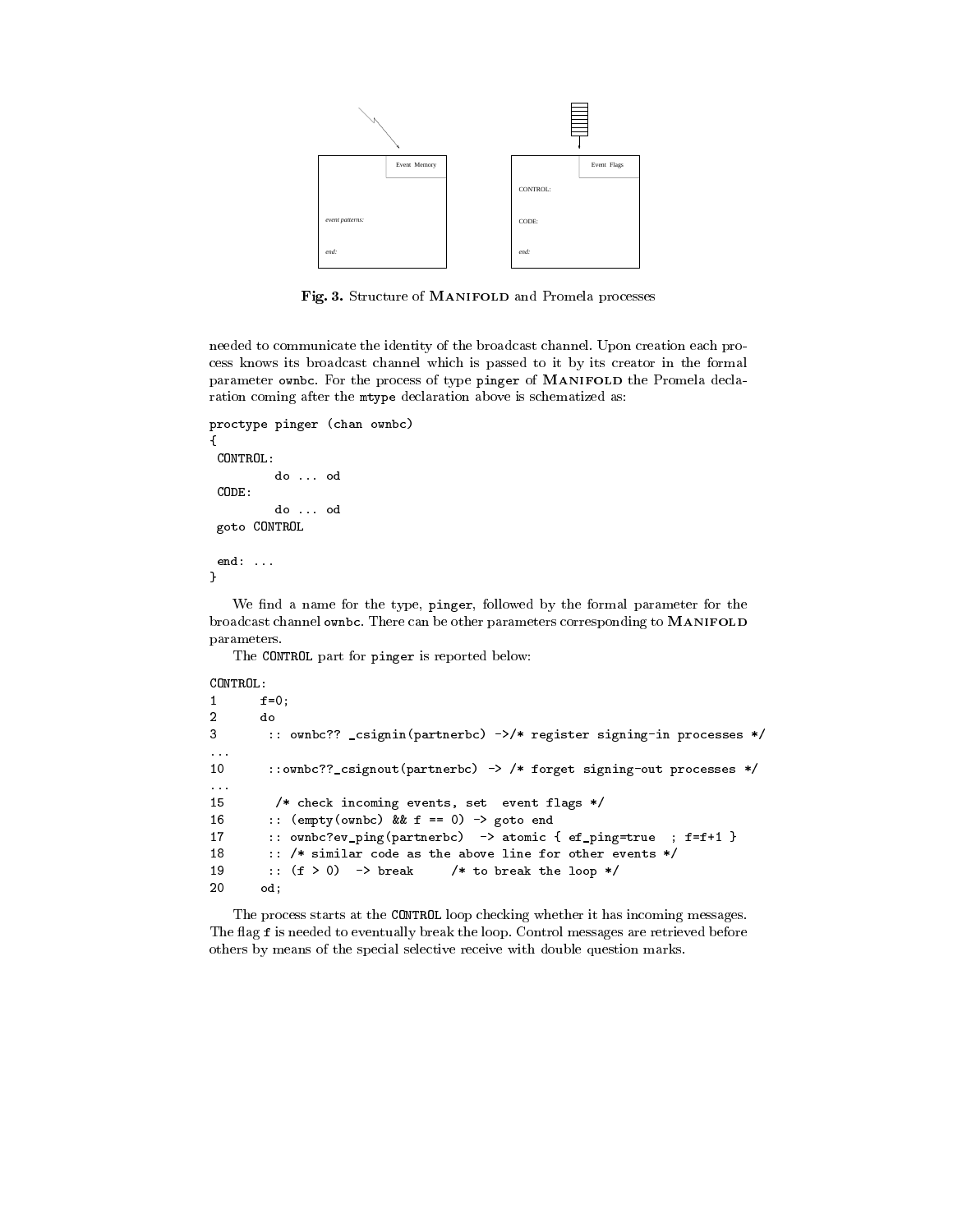Fig. 3. Structure of MANIFOLD and Promela processes

needed to communicate the identity of the broadcast channel. Upon creation each process knows its broadcast channel which is passed to it by its creator in the formal parameter `ownbc`. For the process of type `pinger` of MANIFOLD the Promela declaration coming after the `mtype` declaration above is schematized as:

```
proctype pinger (chan ownbc)
{
 CONTROL:
        do ... od
 CODE:
        do ... od
 goto CONTROL

 end: ...
}
```

We find a name for the type, `pinger`, followed by the formal parameter for the broadcast channel `ownbc`. There can be other parameters corresponding to MANIFOLD parameters.

The `CONTROL` part for `pinger` is reported below:

```
CONTROL:
1       f=0;
2       do
3        :: ownbc?? _csignin(partnerbc) ->/* register signing-in processes */
...
10       ::ownbc??_csignout(partnerbc) -> /* forget signing-out processes */
...
15        /* check incoming events, set  event flags */
16       :: (empty(ownbc) && f == 0) -> goto end
17       :: ownbc?ev_ping(partnerbc)  -> atomic { ef_ping=true  ; f=f+1 }
18       :: /* similar code as the above line for other events */
19       :: (f > 0)  -> break     /* to break the loop */
20      od;
```

The process starts at the `CONTROL` loop checking whether it has incoming messages. The flag `f` is needed to eventually break the loop. Control messages are retrieved before others by means of the special selective receive with double question marks.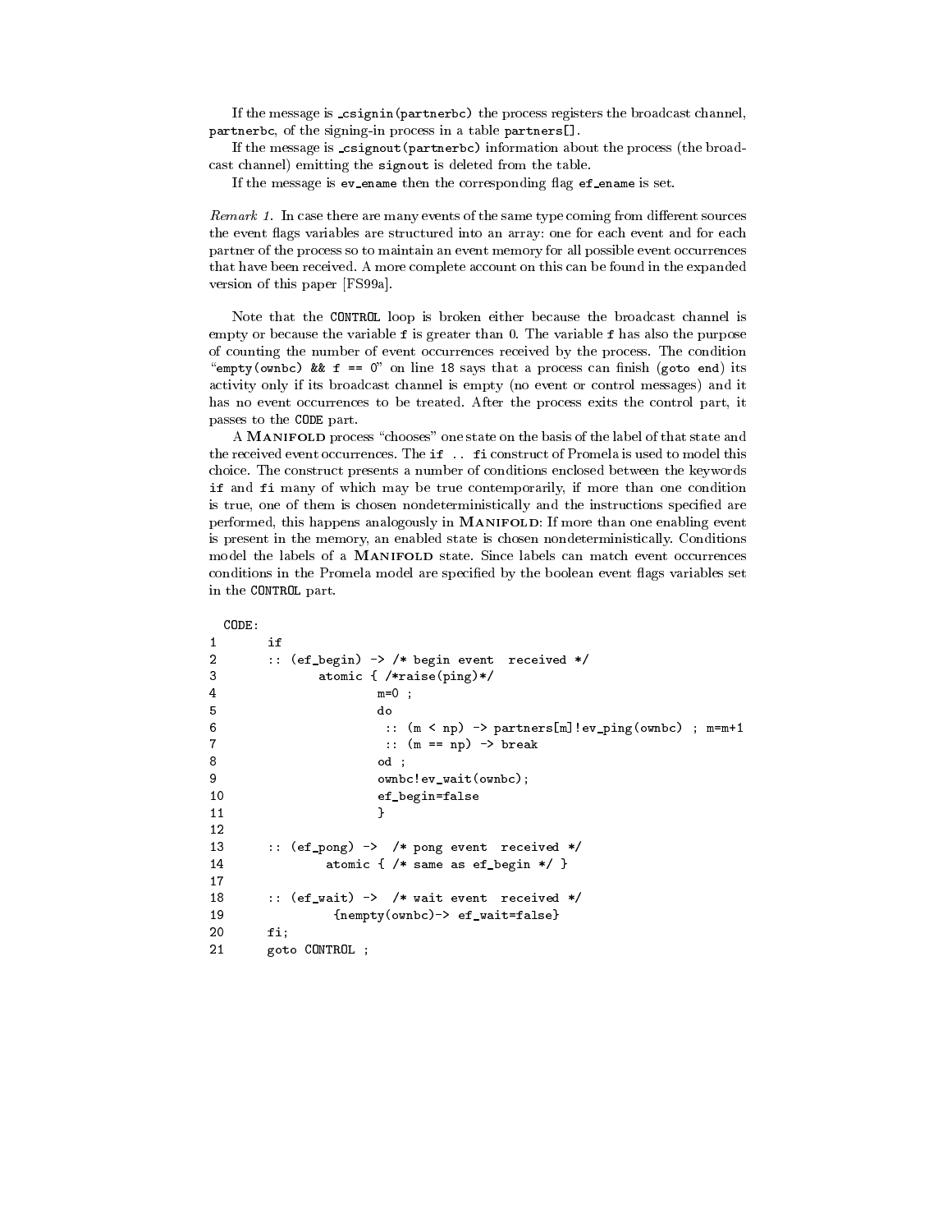If the message is `_csignin(partnerbc)` the process registers the broadcast channel, `partnerbc`, of the signing-in process in a table `partners[]`.

If the message is `_csignout(partnerbc)` information about the process (the broadcast channel) emitting the `signout` is deleted from the table.

If the message is `ev_ename` then the corresponding flag `ef_ename` is set.

*Remark 1.* In case there are many events of the same type coming from different sources the event flags variables are structured into an array: one for each event and for each partner of the process so to maintain an event memory for all possible event occurrences that have been received. A more complete account on this can be found in the expanded version of this paper [FS99a].

Note that the `CONTROL` loop is broken either because the broadcast channel is empty or because the variable `f` is greater than 0. The variable `f` has also the purpose of counting the number of event occurrences received by the process. The condition "`empty(ownbc) && f == 0`" on line 18 says that a process can finish (`goto end`) its activity only if its broadcast channel is empty (no event or control messages) and it has no event occurrences to be treated. After the process exits the control part, it passes to the `CODE` part.

A MANIFOLD process "chooses" one state on the basis of the label of that state and the received event occurrences. The `if .. fi` construct of Promela is used to model this choice. The construct presents a number of conditions enclosed between the keywords `if` and `fi` many of which may be true contemporarily, if more than one condition is true, one of them is chosen nondeterministically and the instructions specified are performed, this happens analogously in MANIFOLD: If more than one enabling event is present in the memory, an enabled state is chosen nondeterministically. Conditions model the labels of a MANIFOLD state. Since labels can match event occurrences conditions in the Promela model are specified by the boolean event flags variables set in the `CONTROL` part.

```
  CODE:
1       if
2       :: (ef_begin) -> /* begin event  received */
3              atomic { /*raise(ping)*/
4                     m=0 ;
5                     do
6                      :: (m < np) -> partners[m]!ev_ping(ownbc) ; m=m+1
7                      :: (m == np) -> break
8                     od ;
9                     ownbc!ev_wait(ownbc);
10                    ef_begin=false
11                    }
12
13      :: (ef_pong) ->  /* pong event  received */
14             atomic { /* same as ef_begin */ }
17
18      :: (ef_wait) ->  /* wait event  received */
19              {nempty(ownbc)-> ef_wait=false}
20      fi;
21      goto CONTROL ;
```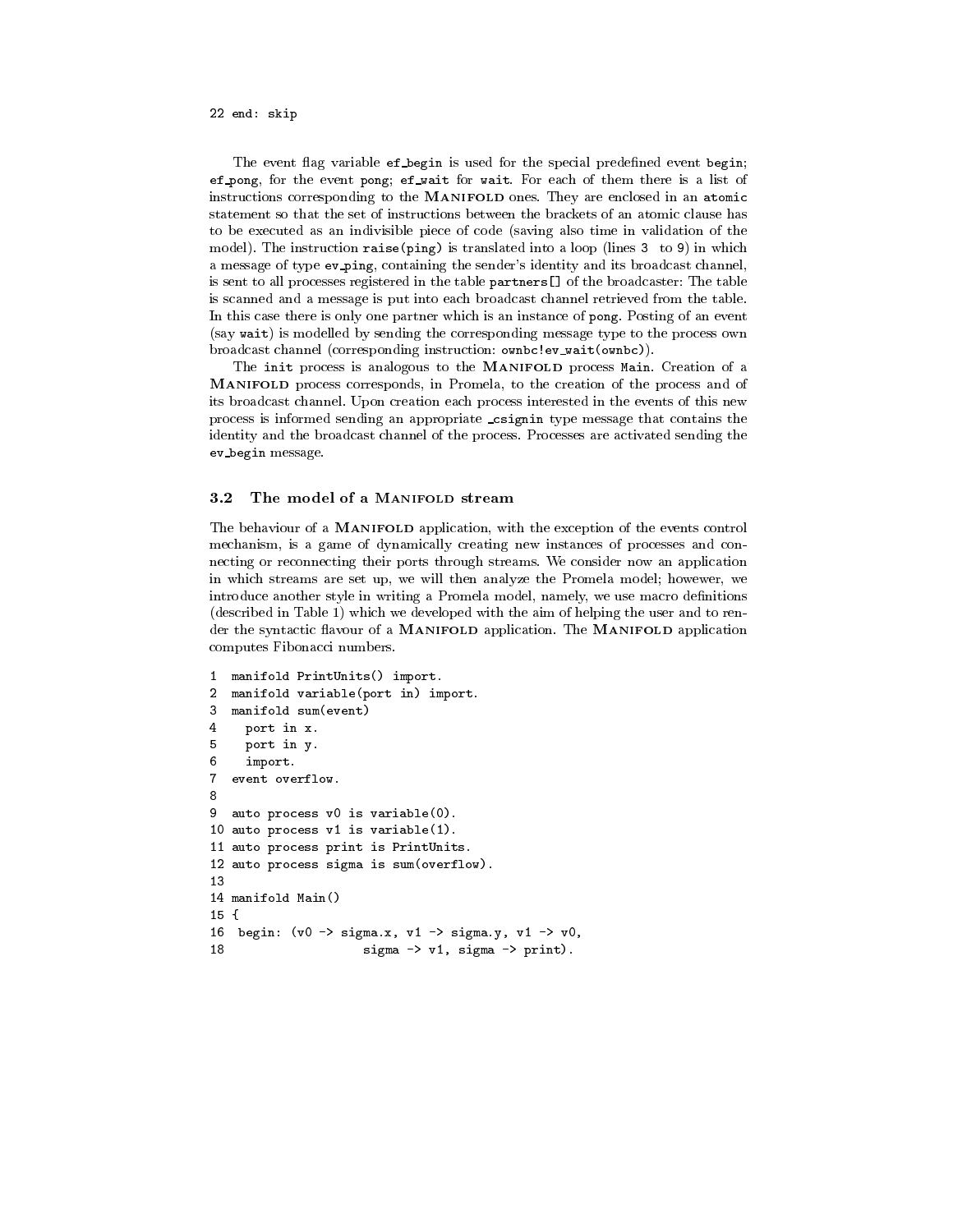```
22 end: skip
```

The event flag variable `ef_begin` is used for the special predefined event `begin`; `ef_pong`, for the event `pong`; `ef_wait` for `wait`. For each of them there is a list of instructions corresponding to the MANIFOLD ones. They are enclosed in an `atomic` statement so that the set of instructions between the brackets of an atomic clause has to be executed as an indivisible piece of code (saving also time in validation of the model). The instruction `raise(ping)` is translated into a loop (lines 3 to 9) in which a message of type `ev_ping`, containing the sender's identity and its broadcast channel, is sent to all processes registered in the table `partners[]` of the broadcaster: The table is scanned and a message is put into each broadcast channel retrieved from the table. In this case there is only one partner which is an instance of `pong`. Posting of an event (say `wait`) is modelled by sending the corresponding message type to the process own broadcast channel (corresponding instruction: `ownbc!ev_wait(ownbc)`).

The `init` process is analogous to the MANIFOLD process `Main`. Creation of a MANIFOLD process corresponds, in Promela, to the creation of the process and of its broadcast channel. Upon creation each process interested in the events of this new process is informed sending an appropriate `_csignin` type message that contains the identity and the broadcast channel of the process. Processes are activated sending the `ev_begin` message.

### 3.2 The model of a MANIFOLD stream

The behaviour of a MANIFOLD application, with the exception of the events control mechanism, is a game of dynamically creating new instances of processes and connecting or reconnecting their ports through streams. We consider now an application in which streams are set up, we will then analyze the Promela model; however, we introduce another style in writing a Promela model, namely, we use macro definitions (described in Table 1) which we developed with the aim of helping the user and to render the syntactic flavour of a MANIFOLD application. The MANIFOLD application computes Fibonacci numbers.

```
1  manifold PrintUnits() import.
2  manifold variable(port in) import.
3  manifold sum(event)
4    port in x.
5    port in y.
6    import.
7  event overflow.
8
9  auto process v0 is variable(0).
10 auto process v1 is variable(1).
11 auto process print is PrintUnits.
12 auto process sigma is sum(overflow).
13
14 manifold Main()
15 {
16  begin: (v0 -> sigma.x, v1 -> sigma.y, v1 -> v0,
18                    sigma -> v1, sigma -> print).
```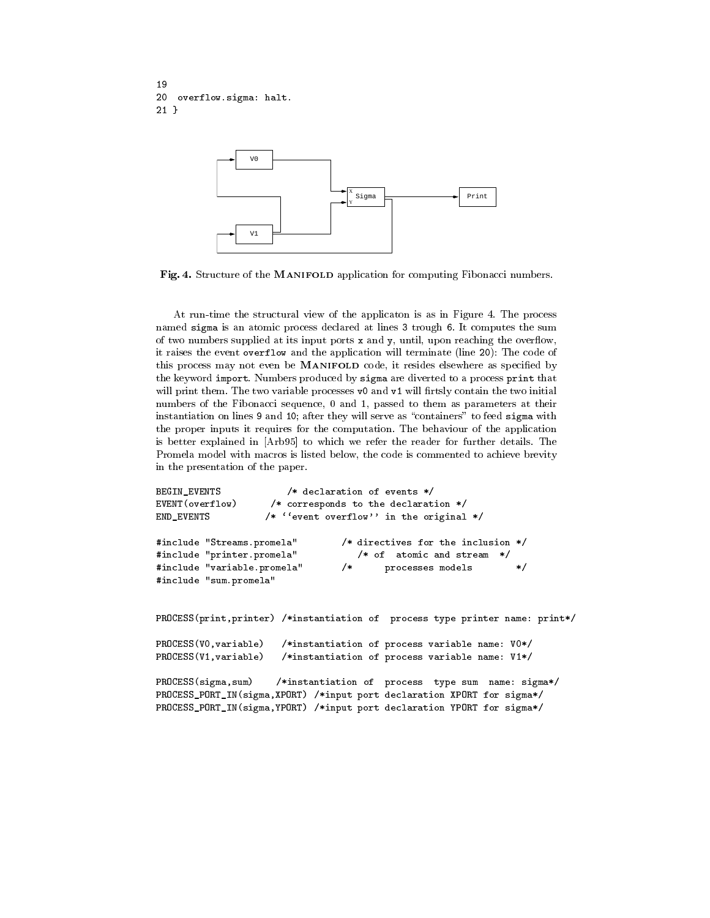```
19
20  overflow.sigma: halt.
21 }
```

**Fig. 4.** Structure of the MANIFOLD application for computing Fibonacci numbers.

At run-time the structural view of the applicaton is as in Figure 4. The process named `sigma` is an atomic process declared at lines 3 trough 6. It computes the sum of two numbers supplied at its input ports `x` and `y`, until, upon reaching the overflow, it raises the event `overflow` and the application will terminate (line 20): The code of this process may not even be MANIFOLD code, it resides elsewhere as specified by the keyword `import`. Numbers produced by `sigma` are diverted to a process `print` that will print them. The two variable processes `v0` and `v1` will firtsly contain the two initial numbers of the Fibonacci sequence, 0 and 1, passed to them as parameters at their instantiation on lines 9 and 10; after they will serve as "containers" to feed `sigma` with the proper inputs it requires for the computation. The behaviour of the application is better explained in [Arb95] to which we refer the reader for further details. The Promela model with macros is listed below, the code is commented to achieve brevity in the presentation of the paper.

```
BEGIN_EVENTS            /* declaration of events */
EVENT(overflow)       /* corresponds to the declaration */
END_EVENTS          /* ``event overflow'' in the original */

#include "Streams.promela"        /* directives for the inclusion */
#include "printer.promela"           /* of  atomic and stream  */
#include "variable.promela"       /*      processes models        */
#include "sum.promela"


PROCESS(print,printer) /*instantiation of  process type printer name: print*/

PROCESS(V0,variable)   /*instantiation of process variable name: V0*/
PROCESS(V1,variable)   /*instantiation of process variable name: V1*/

PROCESS(sigma,sum)    /*instantiation of  process  type sum  name: sigma*/
PROCESS_PORT_IN(sigma,XPORT) /*input port declaration XPORT for sigma*/
PROCESS_PORT_IN(sigma,YPORT) /*input port declaration YPORT for sigma*/
```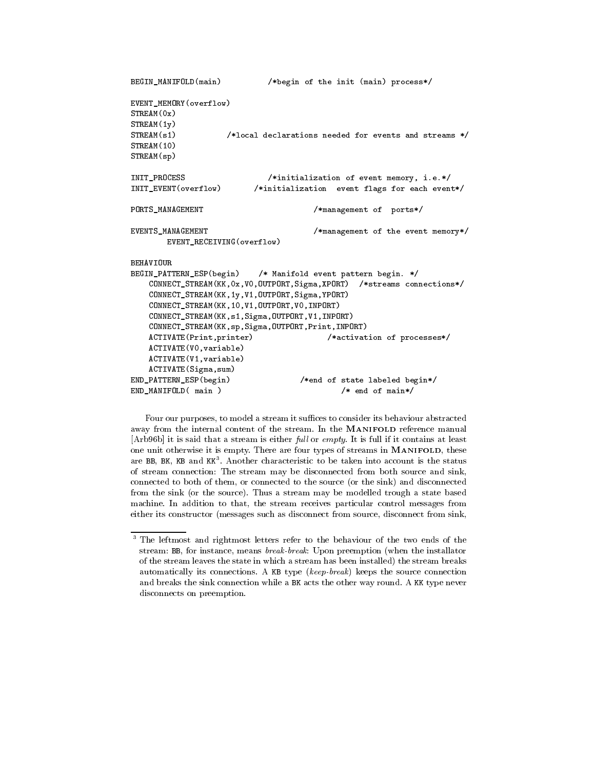```
BEGIN_MANIFOLD(main)          /*begin of the init (main) process*/

EVENT_MEMORY(overflow)
STREAM(0x)
STREAM(1y)
STREAM(s1)           /*local declarations needed for events and streams */
STREAM(10)
STREAM(sp)

INIT_PROCESS                  /*initialization of event memory, i.e.*/
INIT_EVENT(overflow)       /*initialization  event flags for each event*/

PORTS_MANAGEMENT                         /*management of  ports*/

EVENTS_MANAGEMENT                        /*management of the event memory*/
        EVENT_RECEIVING(overflow)

BEHAVIOUR
BEGIN_PATTERN_ESP(begin)    /* Manifold event pattern begin. */
    CONNECT_STREAM(KK,0x,V0,OUTPORT,Sigma,XPORT)  /*streams connections*/
    CONNECT_STREAM(KK,1y,V1,OUTPORT,Sigma,YPORT)
    CONNECT_STREAM(KK,10,V1,OUTPORT,V0,INPORT)
    CONNECT_STREAM(KK,s1,Sigma,OUTPORT,V1,INPORT)
    CONNECT_STREAM(KK,sp,Sigma,OUTPORT,Print,INPORT)
    ACTIVATE(Print,printer)                /*activation of processes*/
    ACTIVATE(V0,variable)
    ACTIVATE(V1,variable)
    ACTIVATE(Sigma,sum)
END_PATTERN_ESP(begin)               /*end of state labeled begin*/
END_MANIFOLD( main )                          /* end of main*/
```

Four our purposes, to model a stream it suffices to consider its behaviour abstracted away from the internal content of the stream. In the MANIFOLD reference manual [Arb96b] it is said that a stream is either *full* or *empty*. It is full if it contains at least one unit otherwise it is empty. There are four types of streams in MANIFOLD, these are `BB`, `BK`, `KB` and `KK`[3]. Another characteristic to be taken into account is the status of stream connection: The stream may be disconnected from both source and sink, connected to both of them, or connected to the source (or the sink) and disconnected from the sink (or the source). Thus a stream may be modelled trough a state based machine. In addition to that, the stream receives particular control messages from either its constructor (messages such as disconnect from source, disconnect from sink,

[3] The leftmost and rightmost letters refer to the behaviour of the two ends of the stream: `BB`, for instance, means *break-break*: Upon preemption (when the installator of the stream leaves the state in which a stream has been installed) the stream breaks automatically its connections. A `KB` type (*keep-break*) keeps the source connection and breaks the sink connection while a `BK` acts the other way round. A `KK` type never disconnects on preemption.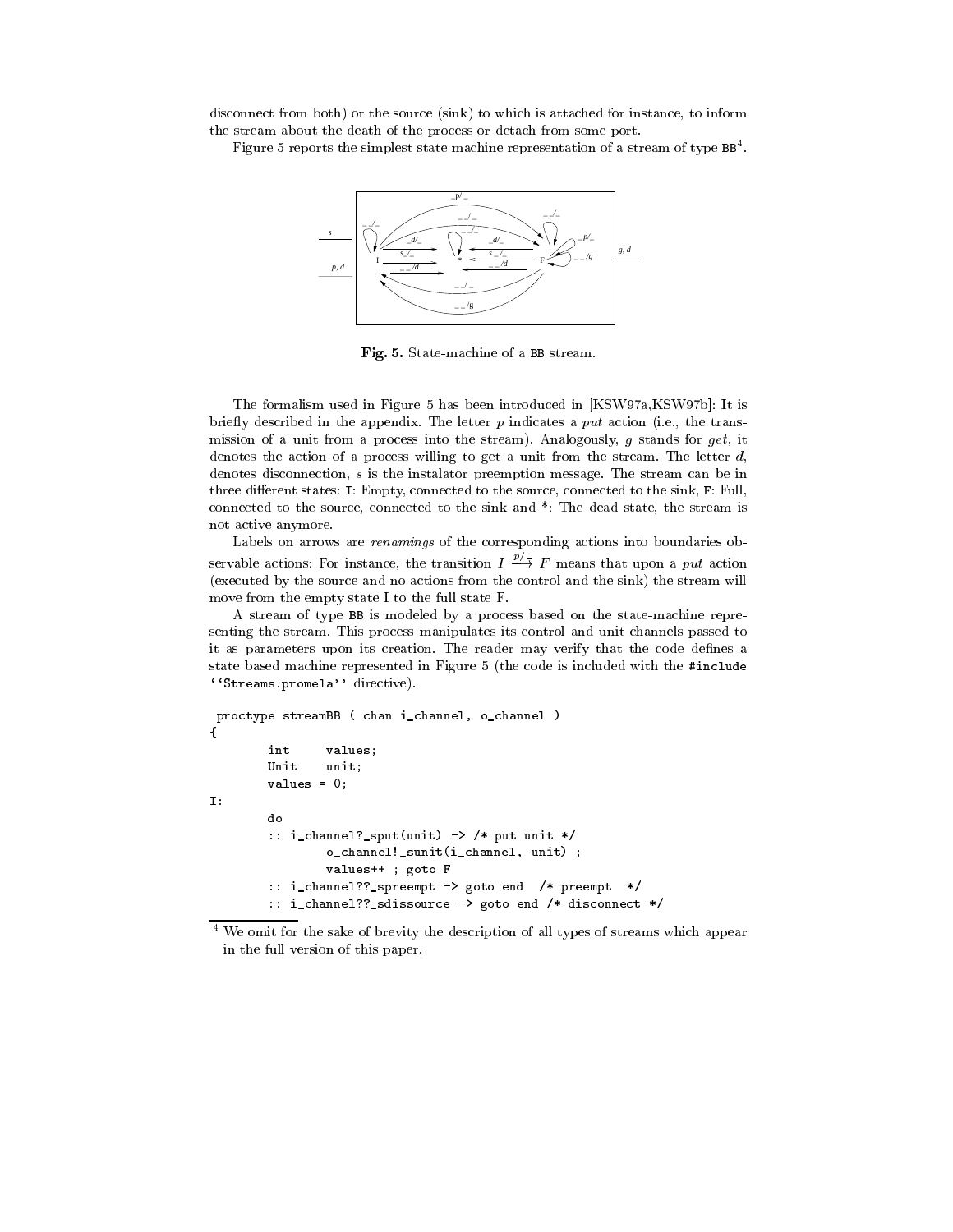disconnect from both) or the source (sink) to which is attached for instance, to inform the stream about the death of the process or detach from some port.

Figure 5 reports the simplest state machine representation of a stream of type BB[4].

**Fig. 5.** State-machine of a BB stream.

The formalism used in Figure 5 has been introduced in [KSW97a,KSW97b]: It is briefly described in the appendix. The letter $p$ indicates a *put* action (i.e., the transmission of a unit from a process into the stream). Analogously, $g$ stands for *get*, it denotes the action of a process willing to get a unit from the stream. The letter $d$, denotes disconnection, $s$ is the instalator preemption message. The stream can be in three different states: I: Empty, connected to the source, connected to the sink, F: Full, connected to the source, connected to the sink and *: The dead state, the stream is not active anymore.

Labels on arrows are *renamings* of the corresponding actions into boundaries observable actions: For instance, the transition $I \xrightarrow{p/\_} F$ means that upon a *put* action (executed by the source and no actions from the control and the sink) the stream will move from the empty state I to the full state F.

A stream of type BB is modeled by a process based on the state-machine representing the stream. This process manipulates its control and unit channels passed to it as parameters upon its creation. The reader may verify that the code defines a state based machine represented in Figure 5 (the code is included with the `#include ''Streams.promela''` directive).

```
 proctype streamBB ( chan i_channel, o_channel )
{
        int     values;
        Unit    unit;
        values = 0;
I:
        do
        :: i_channel?_sput(unit) -> /* put unit */
                o_channel!_sunit(i_channel, unit) ;
                values++ ; goto F
        :: i_channel??_spreempt -> goto end  /* preempt  */
        :: i_channel??_sdissource -> goto end /* disconnect */
```

[4] We omit for the sake of brevity the description of all types of streams which appear in the full version of this paper.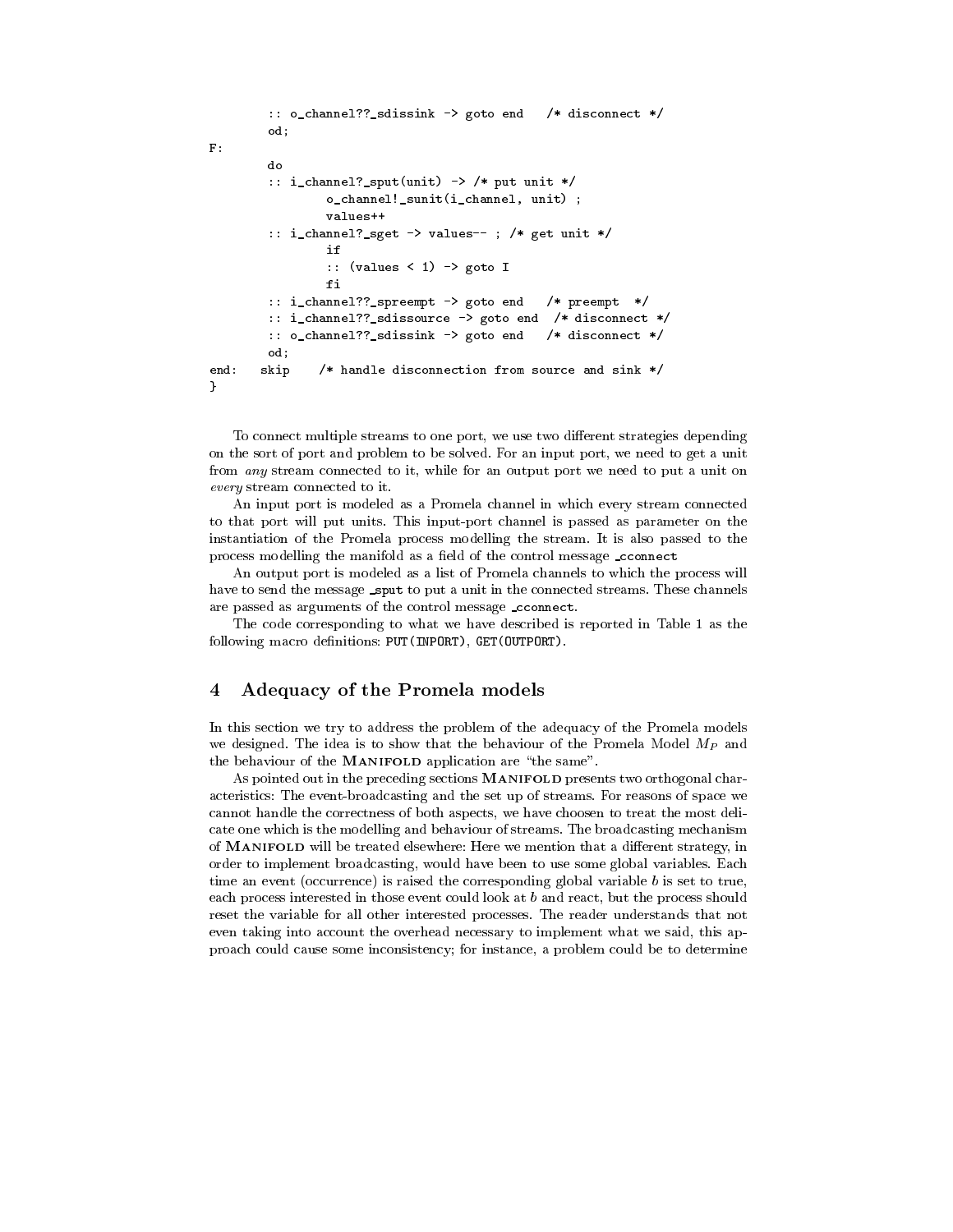```
        :: o_channel??_sdissink -> goto end   /* disconnect */
        od;
F:
        do
        :: i_channel?_sput(unit) -> /* put unit */
                o_channel!_sunit(i_channel, unit) ;
                values++
        :: i_channel?_sget -> values-- ; /* get unit */
                if
                :: (values < 1) -> goto I
                fi
        :: i_channel??_spreempt -> goto end   /* preempt  */
        :: i_channel??_sdissource -> goto end  /* disconnect */
        :: o_channel??_sdissink -> goto end   /* disconnect */
        od;
end:   skip    /* handle disconnection from source and sink */
}
```

To connect multiple streams to one port, we use two different strategies depending on the sort of port and problem to be solved. For an input port, we need to get a unit from *any* stream connected to it, while for an output port we need to put a unit on *every* stream connected to it.

An input port is modeled as a Promela channel in which every stream connected to that port will put units. This input-port channel is passed as parameter on the instantiation of the Promela process modelling the stream. It is also passed to the process modelling the manifold as a field of the control message `_cconnect`

An output port is modeled as a list of Promela channels to which the process will have to send the message `_sput` to put a unit in the connected streams. These channels are passed as arguments of the control message `_cconnect`.

The code corresponding to what we have described is reported in Table 1 as the following macro definitions: `PUT(INPORT)`, `GET(OUTPORT)`.

## 4 Adequacy of the Promela models

In this section we try to address the problem of the adequacy of the Promela models we designed. The idea is to show that the behaviour of the Promela Model $M_P$ and the behaviour of the MANIFOLD application are "the same".

As pointed out in the preceding sections MANIFOLD presents two orthogonal characteristics: The event-broadcasting and the set up of streams. For reasons of space we cannot handle the correctness of both aspects, we have choosen to treat the most delicate one which is the modelling and behaviour of streams. The broadcasting mechanism of MANIFOLD will be treated elsewhere: Here we mention that a different strategy, in order to implement broadcasting, would have been to use some global variables. Each time an event (occurrence) is raised the corresponding global variable $b$ is set to true, each process interested in those event could look at $b$ and react, but the process should reset the variable for all other interested processes. The reader understands that not even taking into account the overhead necessary to implement what we said, this approach could cause some inconsistency; for instance, a problem could be to determine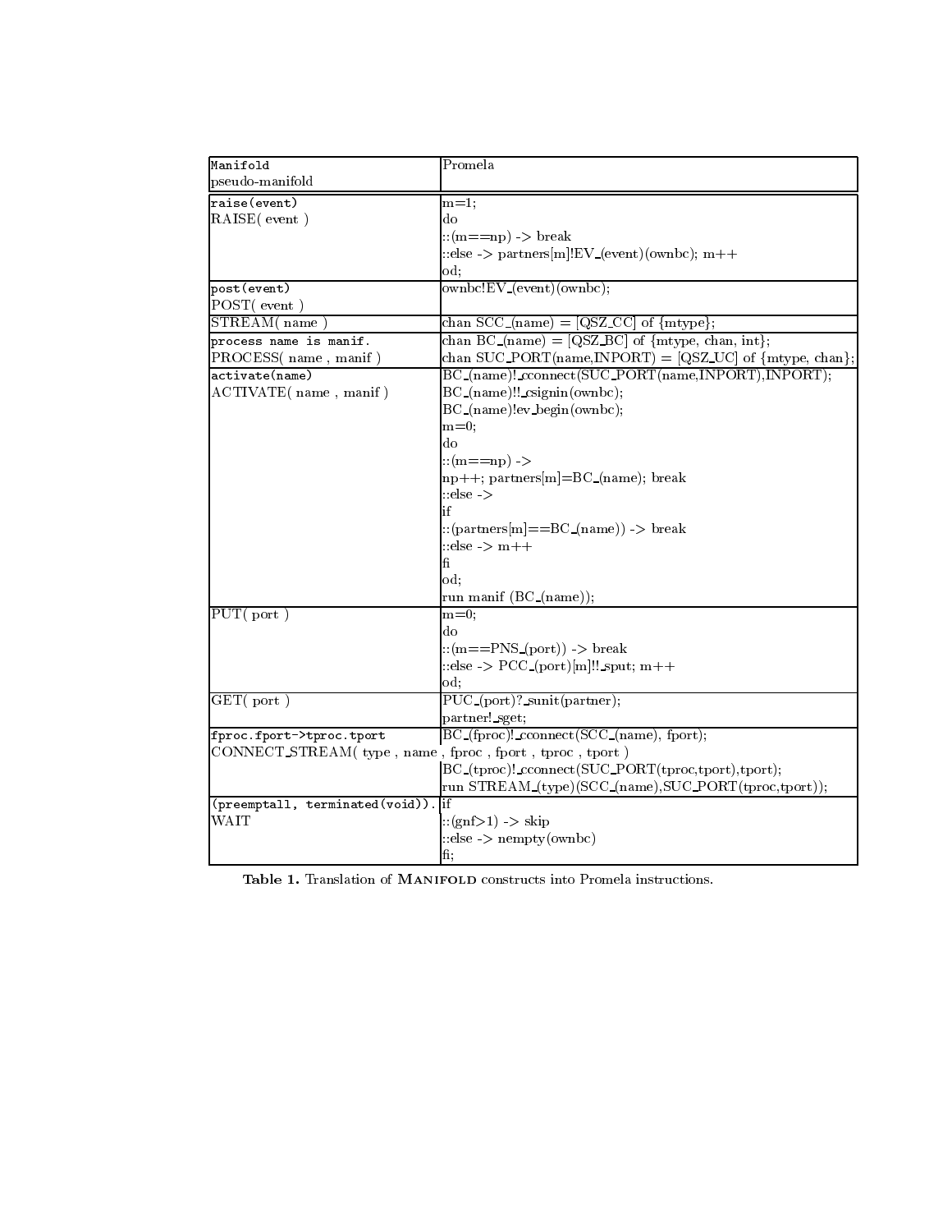| Manifold<br>pseudo-manifold | Promela |
|---|---|
| `raise(event)`<br>RAISE( event ) | m=1;<br>do<br>::(m==np) -> break<br>::else -> partners[m]!EV_(event)(ownbc); m++<br>od; |
| `post(event)`<br>POST( event ) | ownbc!EV_(event)(ownbc); |
| STREAM( name ) | chan SCC_(name) = [QSZ_CC] of {mtype}; |
| `process name is manif.`<br>PROCESS( name , manif ) | chan BC_(name) = [QSZ_BC] of {mtype, chan, int};<br>chan SUC_PORT(name,INPORT) = [QSZ_UC] of {mtype, chan}; |
| `activate(name)`<br>ACTIVATE( name , manif ) | BC_(name)!_cconnect(SUC_PORT(name,INPORT),INPORT);<br>BC_(name)!!_csignin(ownbc);<br>BC_(name)!ev_begin(ownbc);<br>m=0;<br>do<br>::(m==np) -><br>np++; partners[m]=BC_(name); break<br>::else -><br>if<br>::(partners[m]==BC_(name)) -> break<br>::else -> m++<br>fi<br>od;<br>run manif (BC_(name)); |
| PUT( port ) | m=0;<br>do<br>::(m==PNS_(port)) -> break<br>::else -> PCC_(port)[m]!!_sput; m++<br>od; |
| GET( port ) | PUC_(port)?_sunit(partner);<br>partner!_sget; |
| `fproc.fport->tproc.tport`<br>CONNECT_STREAM( type , name , fproc , fport , tproc , tport ) | BC_(fproc)!_cconnect(SCC_(name), fport);<br>BC_(tproc)!_cconnect(SUC_PORT(tproc,tport),tport);<br>run STREAM_(type)(SCC_(name),SUC_PORT(tproc,tport)); |
| `(preemptall, terminated(void)).`<br>WAIT | if<br>::(gnf>1) -> skip<br>::else -> nempty(ownbc)<br>fi; |

**Table 1.** Translation of MANIFOLD constructs into Promela instructions.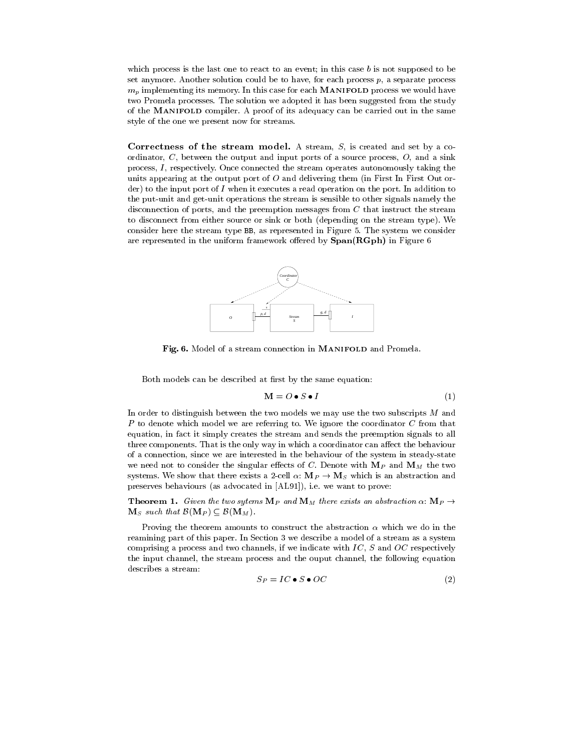which process is the last one to react to an event; in this case $b$ is not supposed to be set anymore. Another solution could be to have, for each process $p$, a separate process $m_p$ implementing its memory. In this case for each MANIFOLD process we would have two Promela processes. The solution we adopted it has been suggested from the study of the MANIFOLD compiler. A proof of its adequacy can be carried out in the same style of the one we present now for streams.

**Correctness of the stream model.** A stream, $S$, is created and set by a coordinator, $C$, between the output and input ports of a source process, $O$, and a sink process, $I$, respectively. Once connected the stream operates autonomously taking the units appearing at the output port of $O$ and delivering them (in First In First Out order) to the input port of $I$ when it executes a read operation on the port. In addition to the put-unit and get-unit operations the stream is sensible to other signals namely the disconnection of ports, and the preemption messages from $C$ that instruct the stream to disconnect from either source or sink or both (depending on the stream type). We consider here the stream type BB, as represented in Figure 5. The system we consider are represented in the uniform framework offered by **Span(RGph)** in Figure 6

**Fig. 6.** Model of a stream connection in MANIFOLD and Promela.

Both models can be described at first by the same equation:

$$\mathbf{M} = O \bullet S \bullet I \tag{1}$$

In order to distinguish between the two models we may use the two subscripts $M$ and $P$ to denote which model we are referring to. We ignore the coordinator $C$ from that equation, in fact it simply creates the stream and sends the preemption signals to all three components. That is the only way in which a coordinator can affect the behaviour of a connection, since we are interested in the behaviour of the system in steady-state we need not to consider the singular effects of $C$. Denote with $\mathbf{M}_P$ and $\mathbf{M}_M$ the two systems. We show that there exists a 2-cell $\alpha$: $\mathbf{M}_P \to \mathbf{M}_S$ which is an abstraction and preserves behaviours (as advocated in [AL91]), i.e. we want to prove:

**Theorem 1.** *Given the two sytems $\mathbf{M}_P$ and $\mathbf{M}_M$ there exists an abstraction $\alpha$: $\mathbf{M}_P \to \mathbf{M}_S$ such that $\mathcal{B}(\mathbf{M}_P) \subseteq \mathcal{B}(\mathbf{M}_M)$.*

Proving the theorem amounts to construct the abstraction $\alpha$ which we do in the reamining part of this paper. In Section 3 we describe a model of a stream as a system comprising a process and two channels, if we indicate with $IC$, $S$ and $OC$ respectively the input channel, the stream process and the ouput channel, the following equation describes a stream:

$$S_P = IC \bullet S \bullet OC \tag{2}$$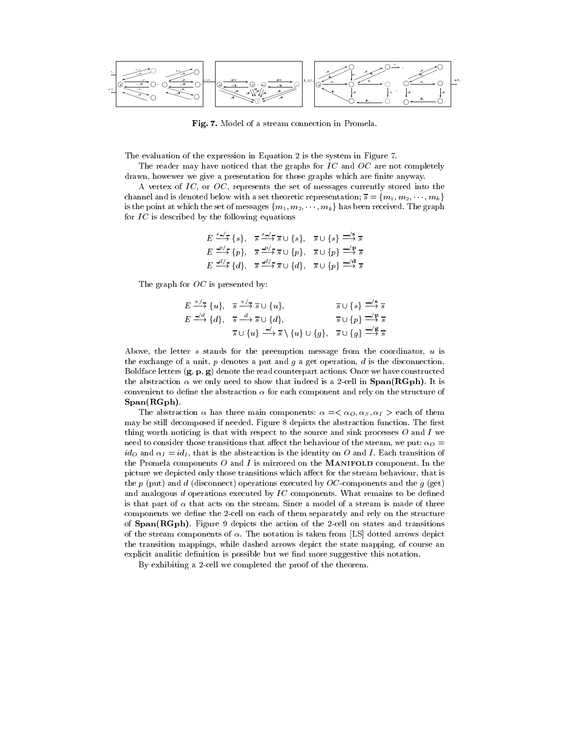**Fig. 7.** Model of a stream connection in Promela.

The evaluation of the expression in Equation 2 is the system in Figure 7.

The reader may have noticed that the graphs for $IC$ and $OC$ are not completely drawn, howewer we give a presentation for those graphs which are finite anyway.

A vertex of $IC$, or $OC$, represents the set of messages currently stored into the channel and is denoted below with a set theoretic representation; $\overline{s} = \{m_1, m_2, \cdots, m_k\}$ is the point at which the set of messages $\{m_1, m_2, \cdots, m_k\}$ has been received. The graph for $IC$ is described by the following equations

$$E \xrightarrow{s\_/\_} \{s\}, \quad \overline{s} \xrightarrow{s\_/\_} \overline{s} \cup \{s\}, \quad \overline{s} \cup \{s\} \xrightarrow{\_/\mathbf{s}} \overline{s}$$
$$E \xrightarrow{p/\_} \{p\}, \quad \overline{s} \xrightarrow{p/\_} \overline{s} \cup \{p\}, \quad \overline{s} \cup \{p\} \xrightarrow{\_/\mathbf{p}} \overline{s}$$
$$E \xrightarrow{d/\_} \{d\}, \quad \overline{s} \xrightarrow{d/\_} \overline{s} \cup \{d\}, \quad \overline{s} \cup \{p\} \xrightarrow{\_/\mathbf{d}} \overline{s}$$

The graph for $OC$ is presented by:

$$E \xrightarrow{u/\_} \{u\}, \quad \overline{s} \xrightarrow{u/\_} \overline{s} \cup \{u\}, \qquad \overline{s} \cup \{s\} \xrightarrow{\_/\mathbf{s}} \overline{s}$$
$$E \xrightarrow{\_/d} \{d\}, \quad \overline{s} \xrightarrow{d} \overline{s} \cup \{d\}, \qquad \overline{s} \cup \{p\} \xrightarrow{\_/\mathbf{p}} \overline{s}$$
$$\overline{s} \cup \{u\} \xrightarrow{\_/} \overline{s} \setminus \{u\} \cup \{g\}, \quad \overline{s} \cup \{g\} \xrightarrow{\_/\mathbf{g}} \overline{s}$$

Above, the letter $s$ stands for the preemption message from the coordinator, $u$ is the exchange of a unit, $p$ denotes a put and $g$ a get operation, $d$ is the disconnection. Boldface letters ($\mathbf{g}, \mathbf{p}, \mathbf{g}$) denote the read counterpart actions. Once we have constructed the abstraction $\alpha$ we only need to show that indeed is a 2-cell in **Span(RGph)**. It is convenient to define the abstraction $\alpha$ for each component and rely on the structure of **Span(RGph)**.

The abstraction $\alpha$ has three main components: $\alpha = < \alpha_O, \alpha_S, \alpha_I >$ each of them may be still decomposed if needed. Figure 8 depicts the abstraction function. The first thing worth noticing is that with respect to the source and sink processes $O$ and $I$ we need to consider those transitions that affect the behaviour of the stream, we put: $\alpha_O = id_O$ and $\alpha_I = id_I$, that is the abstraction is the identity on $O$ and $I$. Each transition of the Promela components $O$ and $I$ is mirrored on the MANIFOLD component. In the picture we depicted only those transitions which affect for the stream behaviour, that is the $p$ (put) and $d$ (disconnect) operations executed by $OC$-components and the $g$ (get) and analogous $d$ operations executed by $IC$ components. What remains to be defined is that part of $\alpha$ that acts on the stream. Since a model of a stream is made of three components we define the 2-cell on each of them separately and rely on the structure of **Span(RGph)**. Figure 9 depicts the action of the 2-cell on states and transitions of the stream components of $\alpha$. The notation is taken from [LS] dotted arrows depict the transition mappings, while dashed arrows depict the state mapping, of course an explicit analitic definition is possible but we find more suggestive this notation.

By exhibiting a 2-cell we completed the proof of the theorem.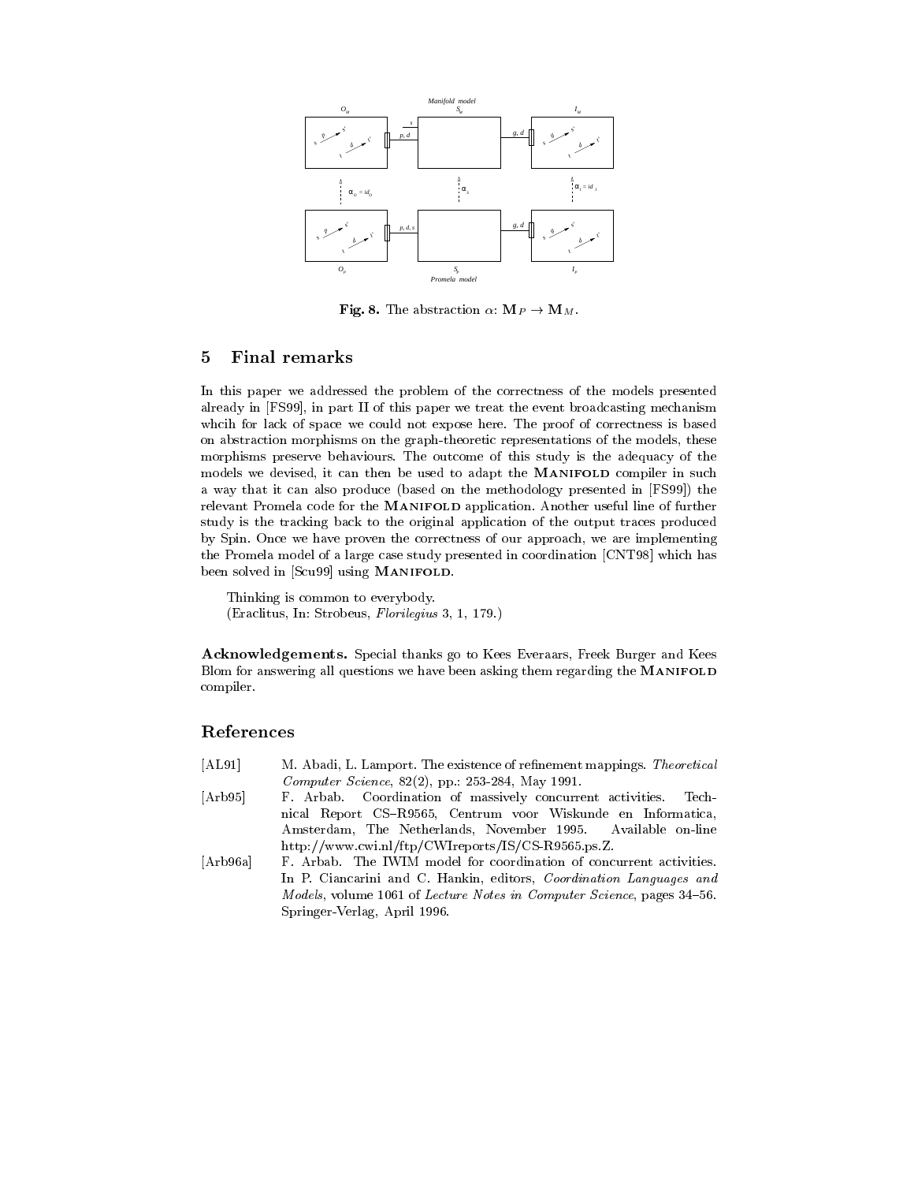**Fig. 8.** The abstraction $\alpha$: $\mathbf{M}_P \to \mathbf{M}_M$.

## 5 Final remarks

In this paper we addressed the problem of the correctness of the models presented already in [FS99], in part II of this paper we treat the event broadcasting mechanism whcih for lack of space we could not expose here. The proof of correctness is based on abstraction morphisms on the graph-theoretic representations of the models, these morphisms preserve behaviours. The outcome of this study is the adequacy of the models we devised, it can then be used to adapt the MANIFOLD compiler in such a way that it can also produce (based on the methodology presented in [FS99]) the relevant Promela code for the MANIFOLD application. Another useful line of further study is the tracking back to the original application of the output traces produced by Spin. Once we have proven the correctness of our approach, we are implementing the Promela model of a large case study presented in coordination [CNT98] which has been solved in [Scu99] using MANIFOLD.

Thinking is common to everybody.
(Eraclitus, In: Strobeus, *Florilegius* 3, 1, 179.)

**Acknowledgements.** Special thanks go to Kees Everaars, Freek Burger and Kees Blom for answering all questions we have been asking them regarding the MANIFOLD compiler.

## References

[AL91] M. Abadi, L. Lamport. The existence of refinement mappings. *Theoretical Computer Science*, 82(2), pp.: 253-284, May 1991.

[Arb95] F. Arbab. Coordination of massively concurrent activities. Technical Report CS–R9565, Centrum voor Wiskunde en Informatica, Amsterdam, The Netherlands, November 1995. Available on-line http://www.cwi.nl/ftp/CWIreports/IS/CS-R9565.ps.Z.

[Arb96a] F. Arbab. The IWIM model for coordination of concurrent activities. In P. Ciancarini and C. Hankin, editors, *Coordination Languages and Models*, volume 1061 of *Lecture Notes in Computer Science*, pages 34–56. Springer-Verlag, April 1996.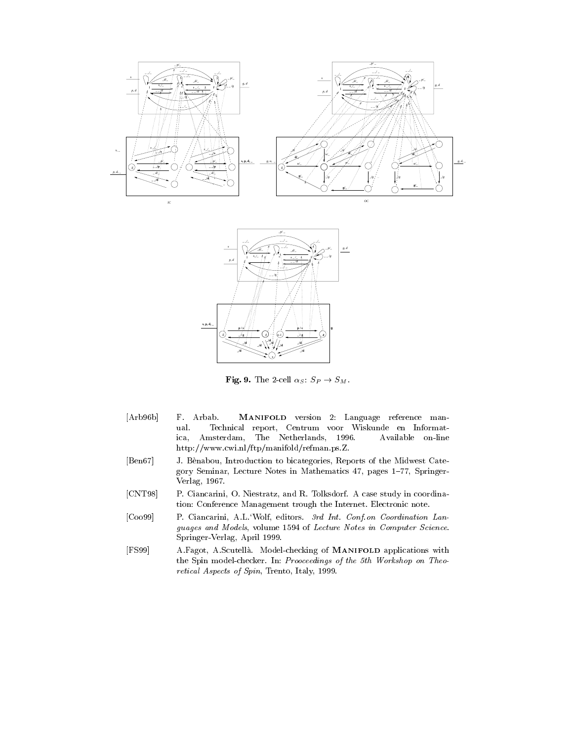**Fig. 9.** The 2-cell $\alpha_S\colon S_P \rightarrow S_M$.

[Arb96b] F. Arbab. MANIFOLD version 2: Language reference manual. Technical report, Centrum voor Wiskunde en Informatica, Amsterdam, The Netherlands, 1996. Available on-line http://www.cwi.nl/ftp/manifold/refman.ps.Z.

[Ben67] J. Bènabou, Introduction to bicategories, Reports of the Midwest Category Seminar, Lecture Notes in Mathematics 47, pages 1–77, Springer-Verlag, 1967.

[CNT98] P. Ciancarini, O. Niestratz, and R. Tolksdorf. A case study in coordination: Conference Management trough the Internet. Electronic note.

[Coo99] P. Ciancarini, A.L.'Wolf, editors. *3rd Int. Conf.on Coordination Languages and Models*, volume 1594 of *Lecture Notes in Computer Science*. Springer-Verlag, April 1999.

[FS99] A.Fagot, A.Scutellà. Model-checking of MANIFOLD applications with the Spin model-checker. In: *Prooceedings of the 5th Workshop on Theoretical Aspects of Spin*, Trento, Italy, 1999.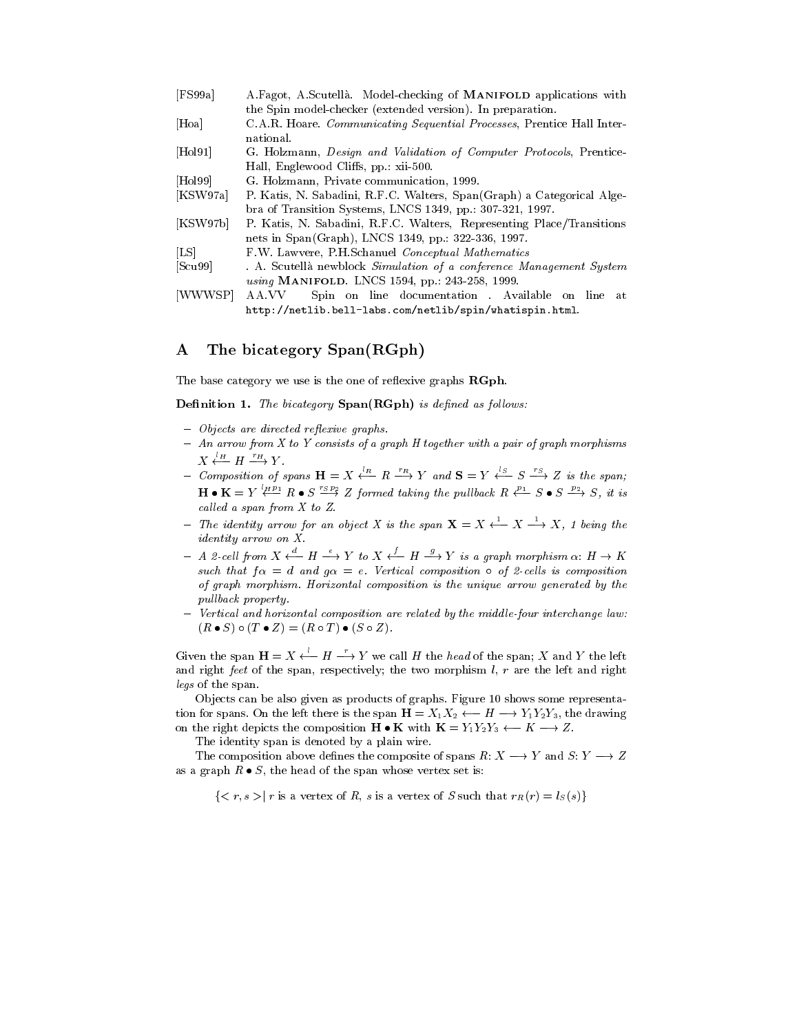[FS99a] A.Fagot, A.Scutellà. Model-checking of MANIFOLD applications with the Spin model-checker (extended version). In preparation.

[Hoa] C.A.R. Hoare. *Communicating Sequential Processes*, Prentice Hall International.

[Hol91] G. Holzmann, *Design and Validation of Computer Protocols*, Prentice-Hall, Englewood Cliffs, pp.: xii-500.

[Hol99] G. Holzmann, Private communication, 1999.

[KSW97a] P. Katis, N. Sabadini, R.F.C. Walters, Span(Graph) a Categorical Algebra of Transition Systems, LNCS 1349, pp.: 307-321, 1997.

[KSW97b] P. Katis, N. Sabadini, R.F.C. Walters, Representing Place/Transitions nets in Span(Graph), LNCS 1349, pp.: 322-336, 1997.

[LS] F.W. Lawvere, P.H.Schanuel *Conceptual Mathematics*

[Scu99] . A. Scutellà newblock *Simulation of a conference Management System using* MANIFOLD. LNCS 1594, pp.: 243-258, 1999.

[WWWSP] AA.VV Spin on line documentation . Available on line at `http://netlib.bell-labs.com/netlib/spin/whatispin.html`.

# A The bicategory Span(RGph)

The base category we use is the one of reflexive graphs **RGph**.

**Definition 1.** *The bicategory* **Span(RGph)** *is defined as follows:*

- *Objects are directed reflexive graphs.*
- *An arrow from $X$ to $Y$ consists of a graph $H$ together with a pair of graph morphisms $X \stackrel{l_H}{\longleftarrow} H \stackrel{r_H}{\longrightarrow} Y$.*
- *Composition of spans $\mathbf{H} = X \stackrel{l_R}{\longleftarrow} R \stackrel{r_R}{\longrightarrow} Y$ and $\mathbf{S} = Y \stackrel{l_S}{\longleftarrow} S \stackrel{r_S}{\longrightarrow} Z$ is the span; $\mathbf{H} \bullet \mathbf{K} = Y \stackrel{l_H p_1}{\longleftarrow} R \bullet S \stackrel{r_S p_2}{\longrightarrow} Z$ formed taking the pullback $R \stackrel{p_1}{\longleftarrow} S \bullet S \stackrel{p_2}{\longrightarrow} S$, it is called a span from $X$ to $Z$.*
- *The identity arrow for an object $X$ is the span $\mathbf{X} = X \stackrel{1}{\longleftarrow} X \stackrel{1}{\longrightarrow} X$, $1$ being the identity arrow on $X$.*
- *A 2-cell from $X \stackrel{d}{\longleftarrow} H \stackrel{e}{\longrightarrow} Y$ to $X \stackrel{f}{\longleftarrow} H \stackrel{g}{\longrightarrow} Y$ is a graph morphism $\alpha \colon H \to K$ such that $f\alpha = d$ and $g\alpha = e$. Vertical composition $\circ$ of 2-cells is composition of graph morphism. Horizontal composition is the unique arrow generated by the pullback property.*
- *Vertical and horizontal composition are related by the middle-four interchange law: $(R \bullet S) \circ (T \bullet Z) = (R \circ T) \bullet (S \circ Z)$.*

Given the span $\mathbf{H} = X \stackrel{l}{\longleftarrow} H \stackrel{r}{\longrightarrow} Y$ we call $H$ the *head* of the span; $X$ and $Y$ the left and right *feet* of the span, respectively; the two morphism $l$, $r$ are the left and right *legs* of the span.

Objects can be also given as products of graphs. Figure 10 shows some representation for spans. On the left there is the span $\mathbf{H} = X_1X_2 \longleftarrow H \longrightarrow Y_1Y_2Y_3$, the drawing on the right depicts the composition $\mathbf{H} \bullet \mathbf{K}$ with $\mathbf{K} = Y_1Y_2Y_3 \longleftarrow K \longrightarrow Z$.

The identity span is denoted by a plain wire.

The composition above defines the composite of spans $R \colon X \longrightarrow Y$ and $S \colon Y \longrightarrow Z$ as a graph $R \bullet S$, the head of the span whose vertex set is:

$$\{ < r, s > \mid r \text{ is a vertex of } R,\ s \text{ is a vertex of } S \text{ such that } r_R(r) = l_S(s) \}$$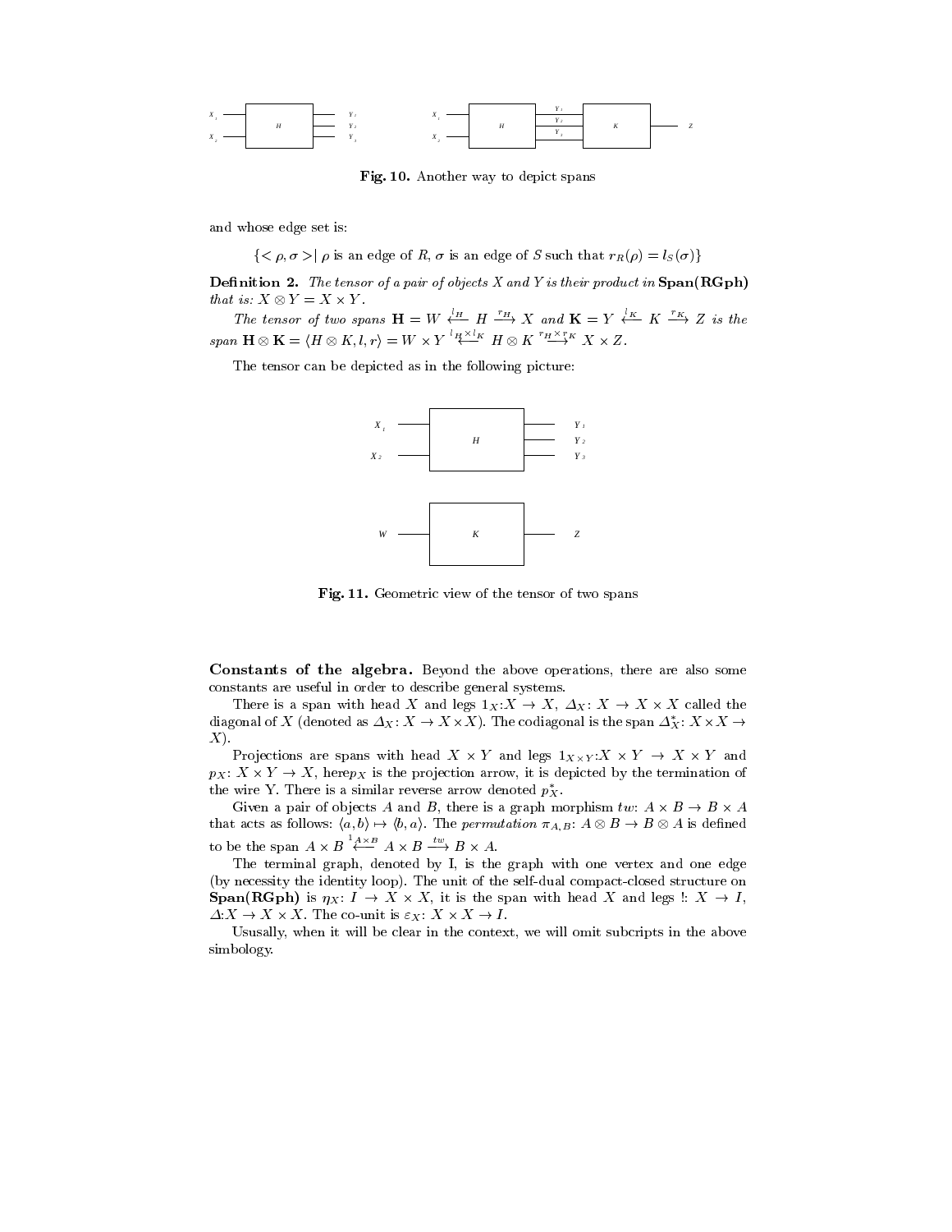Fig. 10. Another way to depict spans

and whose edge set is:

$$\{< \rho, \sigma >| \ \rho \text{ is an edge of } R, \sigma \text{ is an edge of } S \text{ such that } r_R(\rho) = l_S(\sigma)\}$$

**Definition 2.** *The tensor of a pair of objects $X$ and $Y$ is their product in* **Span(RGph)** *that is: $X \otimes Y = X \times Y$.*

*The tensor of two spans $\mathbf{H} = W \xleftarrow{l_H} H \xrightarrow{r_H} X$ and $\mathbf{K} = Y \xleftarrow{l_K} K \xrightarrow{r_K} Z$ is the span $\mathbf{H} \otimes \mathbf{K} = \langle H \otimes K, l, r \rangle = W \times Y \xleftarrow{l_H \times l_K} H \otimes K \xrightarrow{r_H \times r_K} X \times Z$.*

The tensor can be depicted as in the following picture:

Fig. 11. Geometric view of the tensor of two spans

**Constants of the algebra.** Beyond the above operations, there are also some constants are useful in order to describe general systems.

There is a span with head $X$ and legs $1_X$:$X \rightarrow X$, $\Delta_X$: $X \rightarrow X \times X$ called the diagonal of $X$ (denoted as $\Delta_X$: $X \rightarrow X \times X$). The codiagonal is the span $\Delta_X^*$: $X \times X \rightarrow X$).

Projections are spans with head $X \times Y$ and legs $1_{X \times Y}$:$X \times Y \rightarrow X \times Y$ and $p_X$: $X \times Y \rightarrow X$, here$p_X$ is the projection arrow, it is depicted by the termination of the wire Y. There is a similar reverse arrow denoted $p_X^*$.

Given a pair of objects $A$ and $B$, there is a graph morphism $tw$: $A \times B \rightarrow B \times A$ that acts as follows: $\langle a, b \rangle \mapsto \langle b, a \rangle$. The *permutation* $\pi_{A,B}$: $A \otimes B \rightarrow B \otimes A$ is defined to be the span $A \times B \xleftarrow{1_{A \times B}} A \times B \xrightarrow{tw} B \times A$.

The terminal graph, denoted by I, is the graph with one vertex and one edge (by necessity the identity loop). The unit of the self-dual compact-closed structure on **Span(RGph)** is $\eta_X$: $I \rightarrow X \times X$, it is the span with head $X$ and legs !: $X \rightarrow I$, $\Delta$:$X \rightarrow X \times X$. The co-unit is $\varepsilon_X$: $X \times X \rightarrow I$.

Ususally, when it will be clear in the context, we will omit subcripts in the above simbology.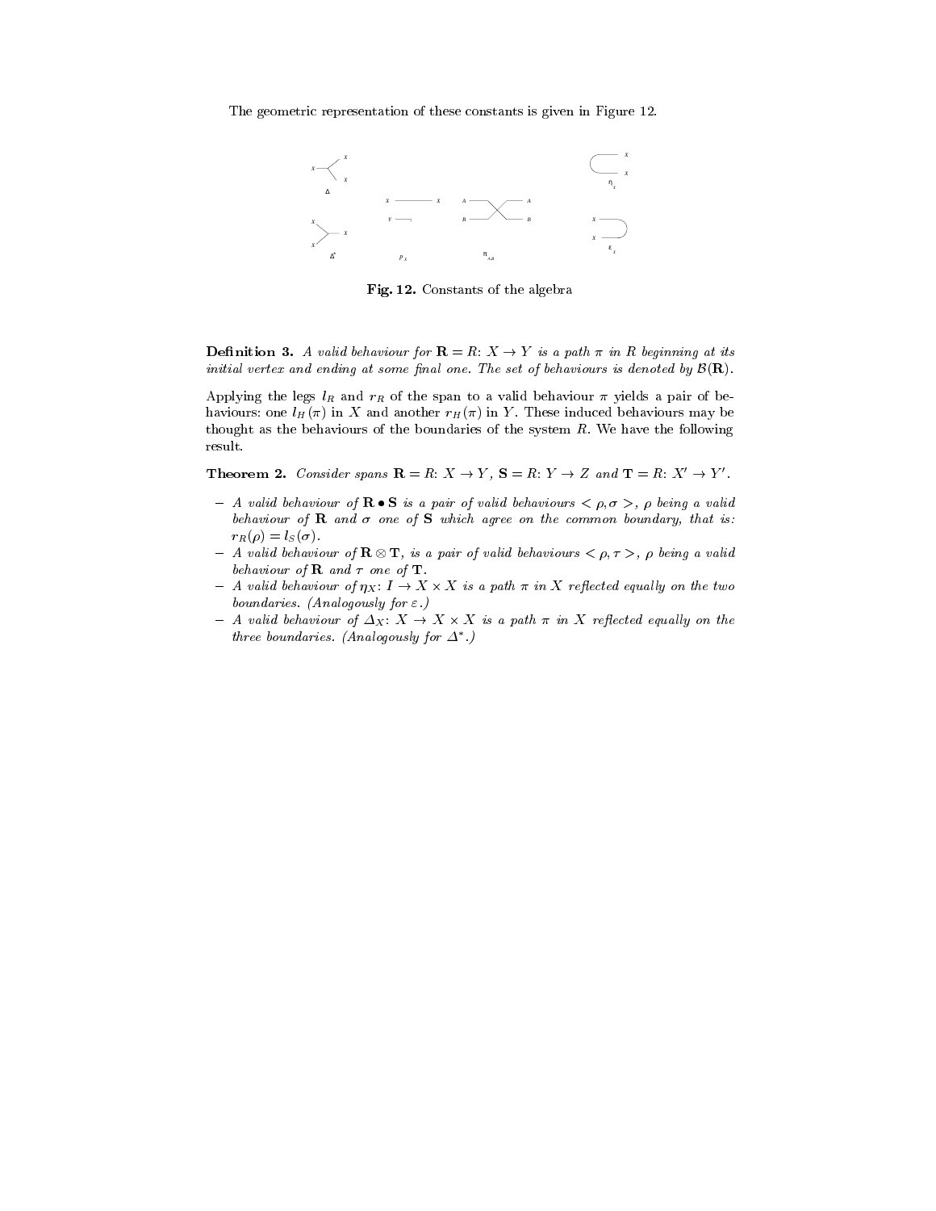The geometric representation of these constants is given in Figure 12.

Δ

$\Delta^*$

$p_X$

$\pi_{A,B}$

$\eta_X$

$\varepsilon_X$

**Fig. 12.** Constants of the algebra

**Definition 3.** *A valid behaviour for* $\mathbf{R} = R\colon X \to Y$ *is a path* $\pi$ *in* $R$ *beginning at its initial vertex and ending at some final one. The set of behaviours is denoted by* $\mathcal{B}(\mathbf{R})$.

Applying the legs $l_R$ and $r_R$ of the span to a valid behaviour $\pi$ yields a pair of behaviours: one $l_H(\pi)$ in $X$ and another $r_H(\pi)$ in $Y$. These induced behaviours may be thought as the behaviours of the boundaries of the system $R$. We have the following result.

**Theorem 2.** *Consider spans* $\mathbf{R} = R\colon X \to Y$, $\mathbf{S} = R\colon Y \to Z$ *and* $\mathbf{T} = R\colon X' \to Y'$.

- *A valid behaviour of* $\mathbf{R} \bullet \mathbf{S}$ *is a pair of valid behaviours* $<\rho, \sigma>$, $\rho$ *being a valid behaviour of* $\mathbf{R}$ *and* $\sigma$ *one of* $\mathbf{S}$ *which agree on the common boundary, that is:* $r_R(\rho) = l_S(\sigma)$.
- *A valid behaviour of* $\mathbf{R} \otimes \mathbf{T}$, *is a pair of valid behaviours* $<\rho, \tau>$, $\rho$ *being a valid behaviour of* $\mathbf{R}$ *and* $\tau$ *one of* $\mathbf{T}$.
- *A valid behaviour of* $\eta_X\colon I \to X \times X$ *is a path* $\pi$ *in* $X$ *reflected equally on the two boundaries. (Analogously for* $\varepsilon$*.)*
- *A valid behaviour of* $\Delta_X\colon X \to X \times X$ *is a path* $\pi$ *in* $X$ *reflected equally on the three boundaries. (Analogously for* $\Delta^*$*.)*